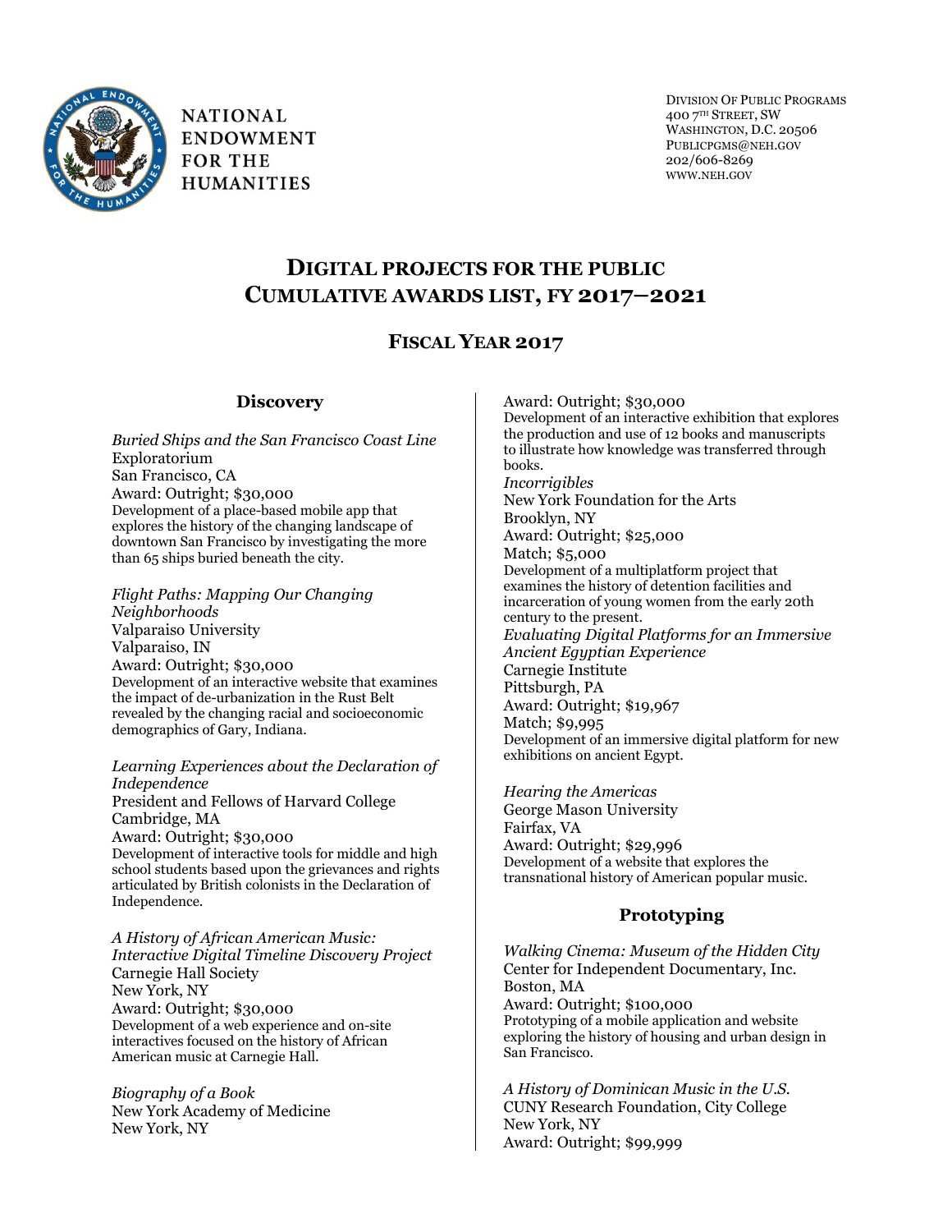NATIONAL ENDOWMENT FOR THE HUMANITIES

DIVISION OF PUBLIC PROGRAMS
400 7TH STREET, SW
WASHINGTON, D.C. 20506
PUBLICPGMS@NEH.GOV
202/606-8269
WWW.NEH.GOV

# DIGITAL PROJECTS FOR THE PUBLIC CUMULATIVE AWARDS LIST, FY 2017–2021

## FISCAL YEAR 2017

### Discovery

*Buried Ships and the San Francisco Coast Line*
Exploratorium
San Francisco, CA
Award: Outright; $30,000
Development of a place-based mobile app that explores the history of the changing landscape of downtown San Francisco by investigating the more than 65 ships buried beneath the city.

*Flight Paths: Mapping Our Changing Neighborhoods*
Valparaiso University
Valparaiso, IN
Award: Outright; $30,000
Development of an interactive website that examines the impact of de-urbanization in the Rust Belt revealed by the changing racial and socioeconomic demographics of Gary, Indiana.

*Learning Experiences about the Declaration of Independence*
President and Fellows of Harvard College
Cambridge, MA
Award: Outright; $30,000
Development of interactive tools for middle and high school students based upon the grievances and rights articulated by British colonists in the Declaration of Independence.

*A History of African American Music: Interactive Digital Timeline Discovery Project*
Carnegie Hall Society
New York, NY
Award: Outright; $30,000
Development of a web experience and on-site interactives focused on the history of African American music at Carnegie Hall.

*Biography of a Book*
New York Academy of Medicine
New York, NY
Award: Outright; $30,000
Development of an interactive exhibition that explores the production and use of 12 books and manuscripts to illustrate how knowledge was transferred through books.

*Incorrigibles*
New York Foundation for the Arts
Brooklyn, NY
Award: Outright; $25,000
Match; $5,000
Development of a multiplatform project that examines the history of detention facilities and incarceration of young women from the early 20th century to the present.

*Evaluating Digital Platforms for an Immersive Ancient Egyptian Experience*
Carnegie Institute
Pittsburgh, PA
Award: Outright; $19,967
Match; $9,995
Development of an immersive digital platform for new exhibitions on ancient Egypt.

*Hearing the Americas*
George Mason University
Fairfax, VA
Award: Outright; $29,996
Development of a website that explores the transnational history of American popular music.

### Prototyping

*Walking Cinema: Museum of the Hidden City*
Center for Independent Documentary, Inc.
Boston, MA
Award: Outright; $100,000
Prototyping of a mobile application and website exploring the history of housing and urban design in San Francisco.

*A History of Dominican Music in the U.S.*
CUNY Research Foundation, City College
New York, NY
Award: Outright; $99,999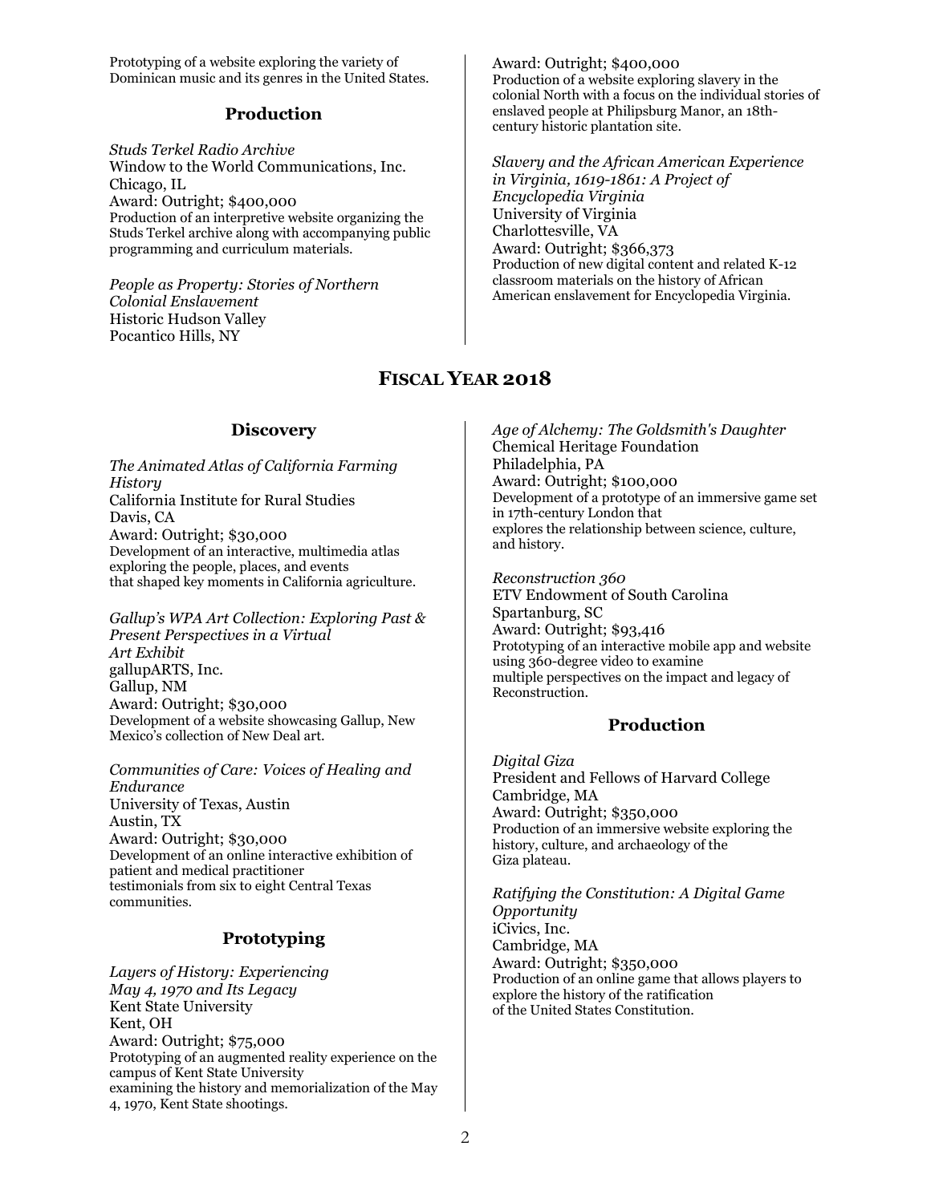Prototyping of a website exploring the variety of Dominican music and its genres in the United States.

### Production

*Studs Terkel Radio Archive*
Window to the World Communications, Inc.
Chicago, IL
Award: Outright; $400,000
Production of an interpretive website organizing the Studs Terkel archive along with accompanying public programming and curriculum materials.

*People as Property: Stories of Northern Colonial Enslavement*
Historic Hudson Valley
Pocantico Hills, NY
Award: Outright; $400,000
Production of a website exploring slavery in the colonial North with a focus on the individual stories of enslaved people at Philipsburg Manor, an 18th-century historic plantation site.

*Slavery and the African American Experience in Virginia, 1619-1861: A Project of Encyclopedia Virginia*
University of Virginia
Charlottesville, VA
Award: Outright; $366,373
Production of new digital content and related K-12 classroom materials on the history of African American enslavement for Encyclopedia Virginia.

## Fiscal Year 2018

### Discovery

*The Animated Atlas of California Farming History*
California Institute for Rural Studies
Davis, CA
Award: Outright; $30,000
Development of an interactive, multimedia atlas exploring the people, places, and events that shaped key moments in California agriculture.

*Gallup's WPA Art Collection: Exploring Past & Present Perspectives in a Virtual Art Exhibit*
gallupARTS, Inc.
Gallup, NM
Award: Outright; $30,000
Development of a website showcasing Gallup, New Mexico's collection of New Deal art.

*Communities of Care: Voices of Healing and Endurance*
University of Texas, Austin
Austin, TX
Award: Outright; $30,000
Development of an online interactive exhibition of patient and medical practitioner testimonials from six to eight Central Texas communities.

### Prototyping

*Layers of History: Experiencing May 4, 1970 and Its Legacy*
Kent State University
Kent, OH
Award: Outright; $75,000
Prototyping of an augmented reality experience on the campus of Kent State University examining the history and memorialization of the May 4, 1970, Kent State shootings.

*Age of Alchemy: The Goldsmith's Daughter*
Chemical Heritage Foundation
Philadelphia, PA
Award: Outright; $100,000
Development of a prototype of an immersive game set in 17th-century London that explores the relationship between science, culture, and history.

*Reconstruction 360*
ETV Endowment of South Carolina
Spartanburg, SC
Award: Outright; $93,416
Prototyping of an interactive mobile app and website using 360-degree video to examine multiple perspectives on the impact and legacy of Reconstruction.

### Production

*Digital Giza*
President and Fellows of Harvard College
Cambridge, MA
Award: Outright; $350,000
Production of an immersive website exploring the history, culture, and archaeology of the Giza plateau.

*Ratifying the Constitution: A Digital Game Opportunity*
iCivics, Inc.
Cambridge, MA
Award: Outright; $350,000
Production of an online game that allows players to explore the history of the ratification of the United States Constitution.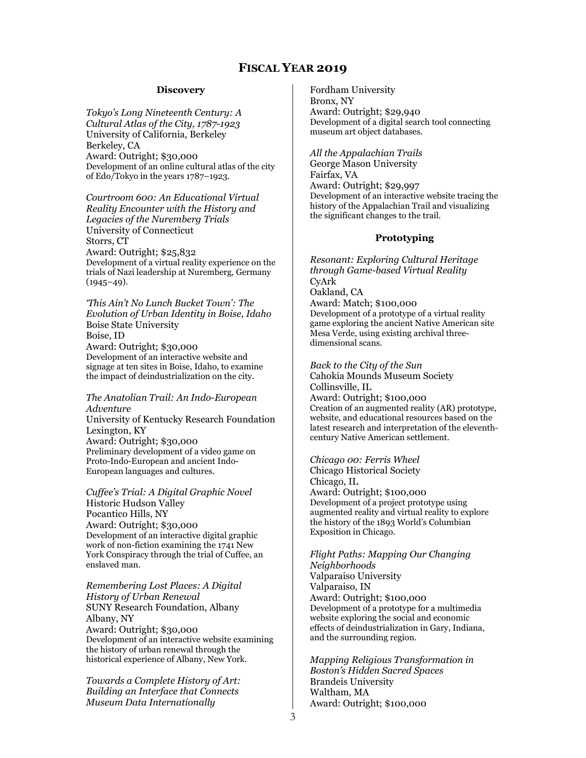# Fiscal Year 2019

## Discovery

*Tokyo's Long Nineteenth Century: A Cultural Atlas of the City, 1787-1923*
University of California, Berkeley
Berkeley, CA
Award: Outright; $30,000
Development of an online cultural atlas of the city of Edo/Tokyo in the years 1787–1923.

*Courtroom 600: An Educational Virtual Reality Encounter with the History and Legacies of the Nuremberg Trials*
University of Connecticut
Storrs, CT
Award: Outright; $25,832
Development of a virtual reality experience on the trials of Nazi leadership at Nuremberg, Germany (1945–49).

*'This Ain't No Lunch Bucket Town': The Evolution of Urban Identity in Boise, Idaho*
Boise State University
Boise, ID
Award: Outright; $30,000
Development of an interactive website and signage at ten sites in Boise, Idaho, to examine the impact of deindustrialization on the city.

*The Anatolian Trail: An Indo-European Adventure*
University of Kentucky Research Foundation
Lexington, KY
Award: Outright; $30,000
Preliminary development of a video game on Proto-Indo-European and ancient Indo-European languages and cultures.

*Cuffee's Trial: A Digital Graphic Novel*
Historic Hudson Valley
Pocantico Hills, NY
Award: Outright; $30,000
Development of an interactive digital graphic work of non-fiction examining the 1741 New York Conspiracy through the trial of Cuffee, an enslaved man.

*Remembering Lost Places: A Digital History of Urban Renewal*
SUNY Research Foundation, Albany
Albany, NY
Award: Outright; $30,000
Development of an interactive website examining the history of urban renewal through the historical experience of Albany, New York.

*Towards a Complete History of Art: Building an Interface that Connects Museum Data Internationally*
Fordham University
Bronx, NY
Award: Outright; $29,940
Development of a digital search tool connecting museum art object databases.

*All the Appalachian Trails*
George Mason University
Fairfax, VA
Award: Outright; $29,997
Development of an interactive website tracing the history of the Appalachian Trail and visualizing the significant changes to the trail.

## Prototyping

*Resonant: Exploring Cultural Heritage through Game-based Virtual Reality*
CyArk
Oakland, CA
Award: Match; $100,000
Development of a prototype of a virtual reality game exploring the ancient Native American site Mesa Verde, using existing archival three-dimensional scans.

*Back to the City of the Sun*
Cahokia Mounds Museum Society
Collinsville, IL
Award: Outright; $100,000
Creation of an augmented reality (AR) prototype, website, and educational resources based on the latest research and interpretation of the eleventh-century Native American settlement.

*Chicago 00: Ferris Wheel*
Chicago Historical Society
Chicago, IL
Award: Outright; $100,000
Development of a project prototype using augmented reality and virtual reality to explore the history of the 1893 World's Columbian Exposition in Chicago.

*Flight Paths: Mapping Our Changing Neighborhoods*
Valparaiso University
Valparaiso, IN
Award: Outright; $100,000
Development of a prototype for a multimedia website exploring the social and economic effects of deindustrialization in Gary, Indiana, and the surrounding region.

*Mapping Religious Transformation in Boston's Hidden Sacred Spaces*
Brandeis University
Waltham, MA
Award: Outright; $100,000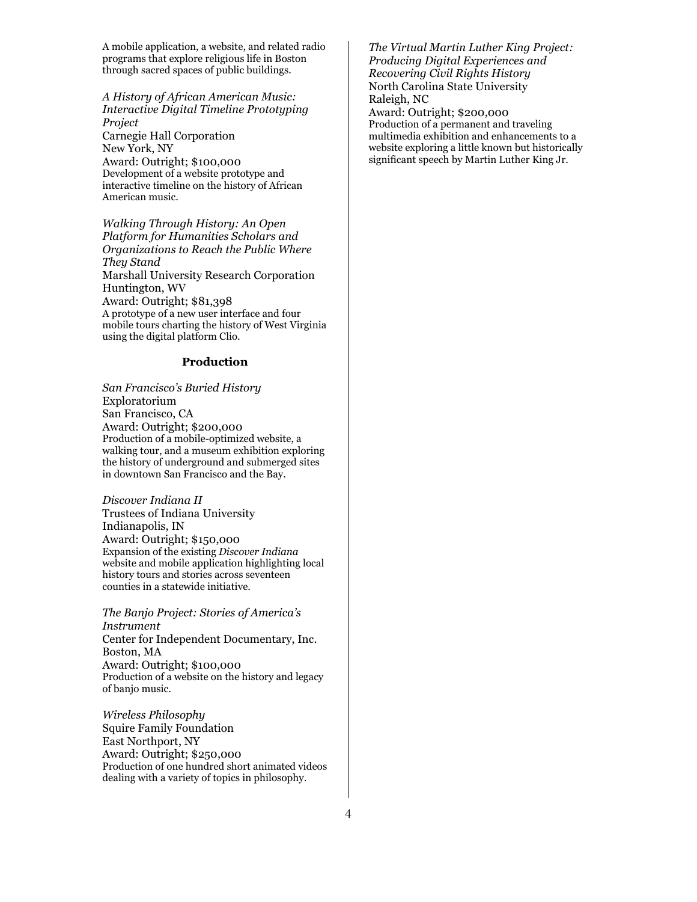A mobile application, a website, and related radio programs that explore religious life in Boston through sacred spaces of public buildings.

*A History of African American Music: Interactive Digital Timeline Prototyping Project*
Carnegie Hall Corporation
New York, NY
Award: Outright; $100,000
Development of a website prototype and interactive timeline on the history of African American music.

*Walking Through History: An Open Platform for Humanities Scholars and Organizations to Reach the Public Where They Stand*
Marshall University Research Corporation
Huntington, WV
Award: Outright; $81,398
A prototype of a new user interface and four mobile tours charting the history of West Virginia using the digital platform Clio.

### Production

*San Francisco's Buried History*
Exploratorium
San Francisco, CA
Award: Outright; $200,000
Production of a mobile-optimized website, a walking tour, and a museum exhibition exploring the history of underground and submerged sites in downtown San Francisco and the Bay.

*Discover Indiana II*
Trustees of Indiana University
Indianapolis, IN
Award: Outright; $150,000
Expansion of the existing *Discover Indiana* website and mobile application highlighting local history tours and stories across seventeen counties in a statewide initiative.

*The Banjo Project: Stories of America's Instrument*
Center for Independent Documentary, Inc.
Boston, MA
Award: Outright; $100,000
Production of a website on the history and legacy of banjo music.

*Wireless Philosophy*
Squire Family Foundation
East Northport, NY
Award: Outright; $250,000
Production of one hundred short animated videos dealing with a variety of topics in philosophy.

*The Virtual Martin Luther King Project: Producing Digital Experiences and Recovering Civil Rights History*
North Carolina State University
Raleigh, NC
Award: Outright; $200,000
Production of a permanent and traveling multimedia exhibition and enhancements to a website exploring a little known but historically significant speech by Martin Luther King Jr.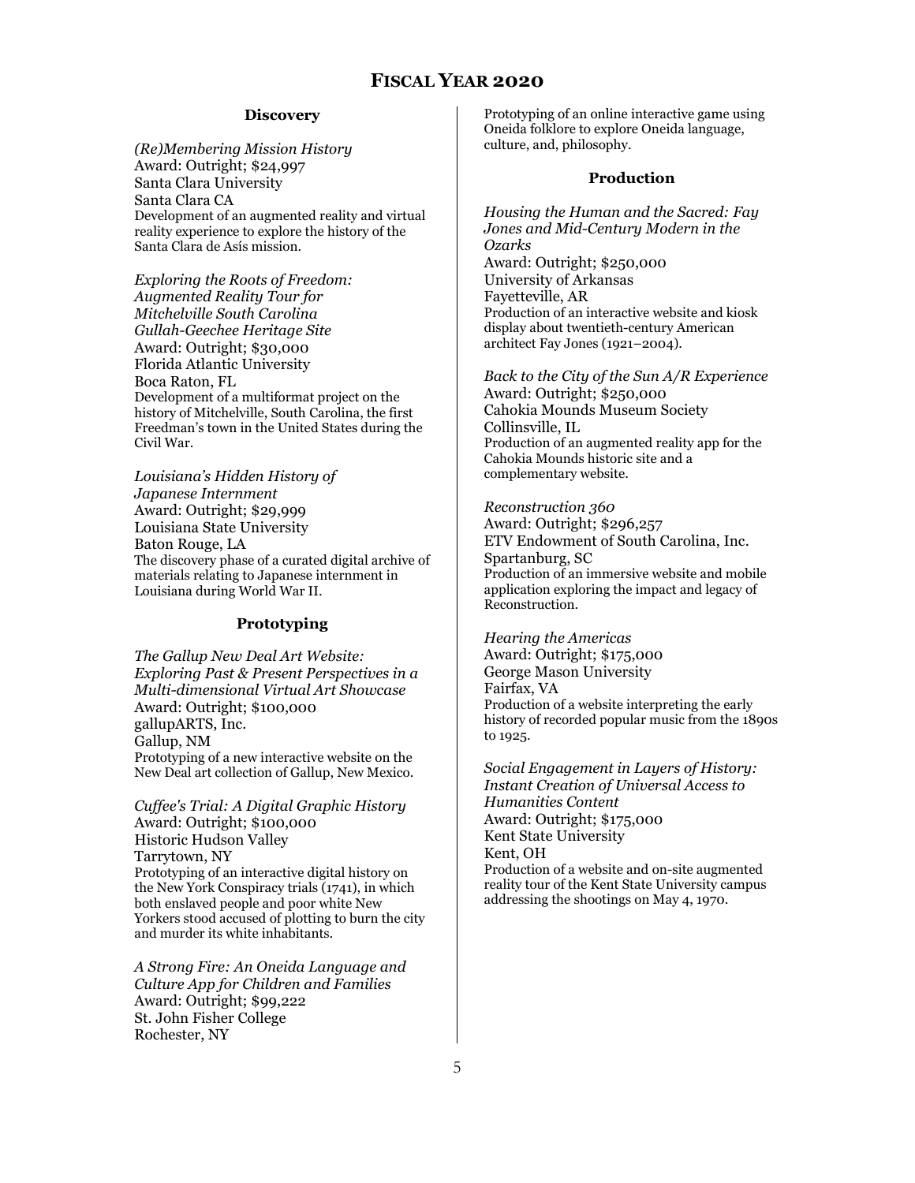# FISCAL YEAR 2020

### Discovery

*(Re)Membering Mission History*
Award: Outright; $24,997
Santa Clara University
Santa Clara CA
Development of an augmented reality and virtual reality experience to explore the history of the Santa Clara de Asís mission.

*Exploring the Roots of Freedom: Augmented Reality Tour for Mitchelville South Carolina Gullah-Geechee Heritage Site*
Award: Outright; $30,000
Florida Atlantic University
Boca Raton, FL
Development of a multiformat project on the history of Mitchelville, South Carolina, the first Freedman's town in the United States during the Civil War.

*Louisiana's Hidden History of Japanese Internment*
Award: Outright; $29,999
Louisiana State University
Baton Rouge, LA
The discovery phase of a curated digital archive of materials relating to Japanese internment in Louisiana during World War II.

### Prototyping

*The Gallup New Deal Art Website: Exploring Past & Present Perspectives in a Multi-dimensional Virtual Art Showcase*
Award: Outright; $100,000
gallupARTS, Inc.
Gallup, NM
Prototyping of a new interactive website on the New Deal art collection of Gallup, New Mexico.

*Cuffee's Trial: A Digital Graphic History*
Award: Outright; $100,000
Historic Hudson Valley
Tarrytown, NY
Prototyping of an interactive digital history on the New York Conspiracy trials (1741), in which both enslaved people and poor white New Yorkers stood accused of plotting to burn the city and murder its white inhabitants.

*A Strong Fire: An Oneida Language and Culture App for Children and Families*
Award: Outright; $99,222
St. John Fisher College
Rochester, NY
Prototyping of an online interactive game using Oneida folklore to explore Oneida language, culture, and, philosophy.

### Production

*Housing the Human and the Sacred: Fay Jones and Mid-Century Modern in the Ozarks*
Award: Outright; $250,000
University of Arkansas
Fayetteville, AR
Production of an interactive website and kiosk display about twentieth-century American architect Fay Jones (1921–2004).

*Back to the City of the Sun A/R Experience*
Award: Outright; $250,000
Cahokia Mounds Museum Society
Collinsville, IL
Production of an augmented reality app for the Cahokia Mounds historic site and a complementary website.

*Reconstruction 360*
Award: Outright; $296,257
ETV Endowment of South Carolina, Inc.
Spartanburg, SC
Production of an immersive website and mobile application exploring the impact and legacy of Reconstruction.

*Hearing the Americas*
Award: Outright; $175,000
George Mason University
Fairfax, VA
Production of a website interpreting the early history of recorded popular music from the 1890s to 1925.

*Social Engagement in Layers of History: Instant Creation of Universal Access to Humanities Content*
Award: Outright; $175,000
Kent State University
Kent, OH
Production of a website and on-site augmented reality tour of the Kent State University campus addressing the shootings on May 4, 1970.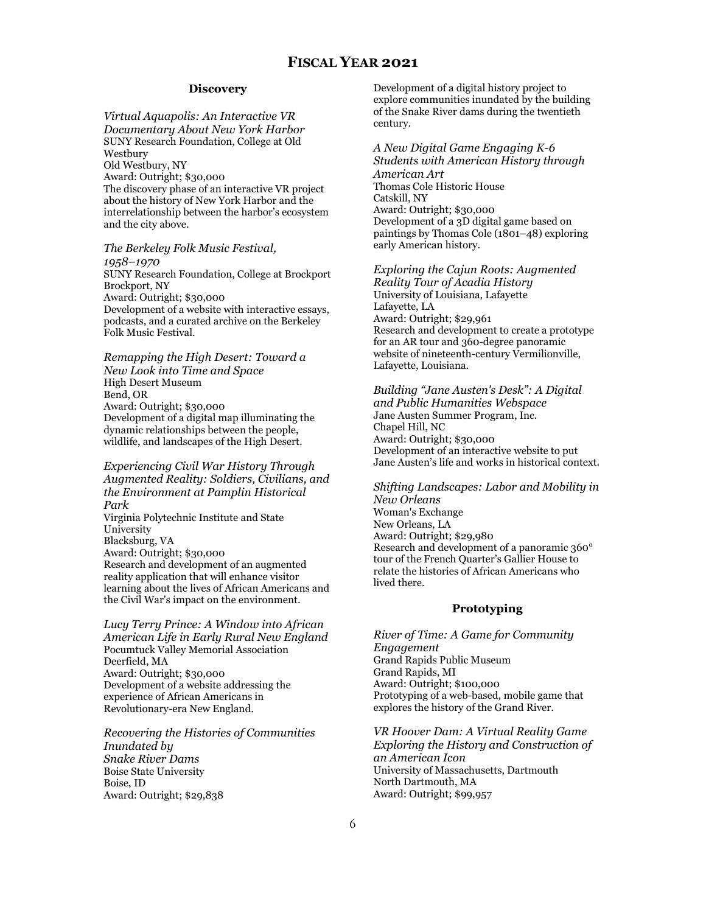# FISCAL YEAR 2021

## Discovery

*Virtual Aquapolis: An Interactive VR Documentary About New York Harbor*
SUNY Research Foundation, College at Old Westbury
Old Westbury, NY
Award: Outright; $30,000
The discovery phase of an interactive VR project about the history of New York Harbor and the interrelationship between the harbor's ecosystem and the city above.

*The Berkeley Folk Music Festival, 1958–1970*
SUNY Research Foundation, College at Brockport
Brockport, NY
Award: Outright; $30,000
Development of a website with interactive essays, podcasts, and a curated archive on the Berkeley Folk Music Festival.

*Remapping the High Desert: Toward a New Look into Time and Space*
High Desert Museum
Bend, OR
Award: Outright; $30,000
Development of a digital map illuminating the dynamic relationships between the people, wildlife, and landscapes of the High Desert.

*Experiencing Civil War History Through Augmented Reality: Soldiers, Civilians, and the Environment at Pamplin Historical Park*
Virginia Polytechnic Institute and State University
Blacksburg, VA
Award: Outright; $30,000
Research and development of an augmented reality application that will enhance visitor learning about the lives of African Americans and the Civil War's impact on the environment.

*Lucy Terry Prince: A Window into African American Life in Early Rural New England*
Pocumtuck Valley Memorial Association
Deerfield, MA
Award: Outright; $30,000
Development of a website addressing the experience of African Americans in Revolutionary-era New England.

*Recovering the Histories of Communities Inundated by Snake River Dams*
Boise State University
Boise, ID
Award: Outright; $29,838
Development of a digital history project to explore communities inundated by the building of the Snake River dams during the twentieth century.

*A New Digital Game Engaging K-6 Students with American History through American Art*
Thomas Cole Historic House
Catskill, NY
Award: Outright; $30,000
Development of a 3D digital game based on paintings by Thomas Cole (1801–48) exploring early American history.

*Exploring the Cajun Roots: Augmented Reality Tour of Acadia History*
University of Louisiana, Lafayette
Lafayette, LA
Award: Outright; $29,961
Research and development to create a prototype for an AR tour and 360-degree panoramic website of nineteenth-century Vermilionville, Lafayette, Louisiana.

*Building "Jane Austen's Desk": A Digital and Public Humanities Webspace*
Jane Austen Summer Program, Inc.
Chapel Hill, NC
Award: Outright; $30,000
Development of an interactive website to put Jane Austen's life and works in historical context.

*Shifting Landscapes: Labor and Mobility in New Orleans*
Woman's Exchange
New Orleans, LA
Award: Outright; $29,980
Research and development of a panoramic 360° tour of the French Quarter's Gallier House to relate the histories of African Americans who lived there.

## Prototyping

*River of Time: A Game for Community Engagement*
Grand Rapids Public Museum
Grand Rapids, MI
Award: Outright; $100,000
Prototyping of a web-based, mobile game that explores the history of the Grand River.

*VR Hoover Dam: A Virtual Reality Game Exploring the History and Construction of an American Icon*
University of Massachusetts, Dartmouth
North Dartmouth, MA
Award: Outright; $99,957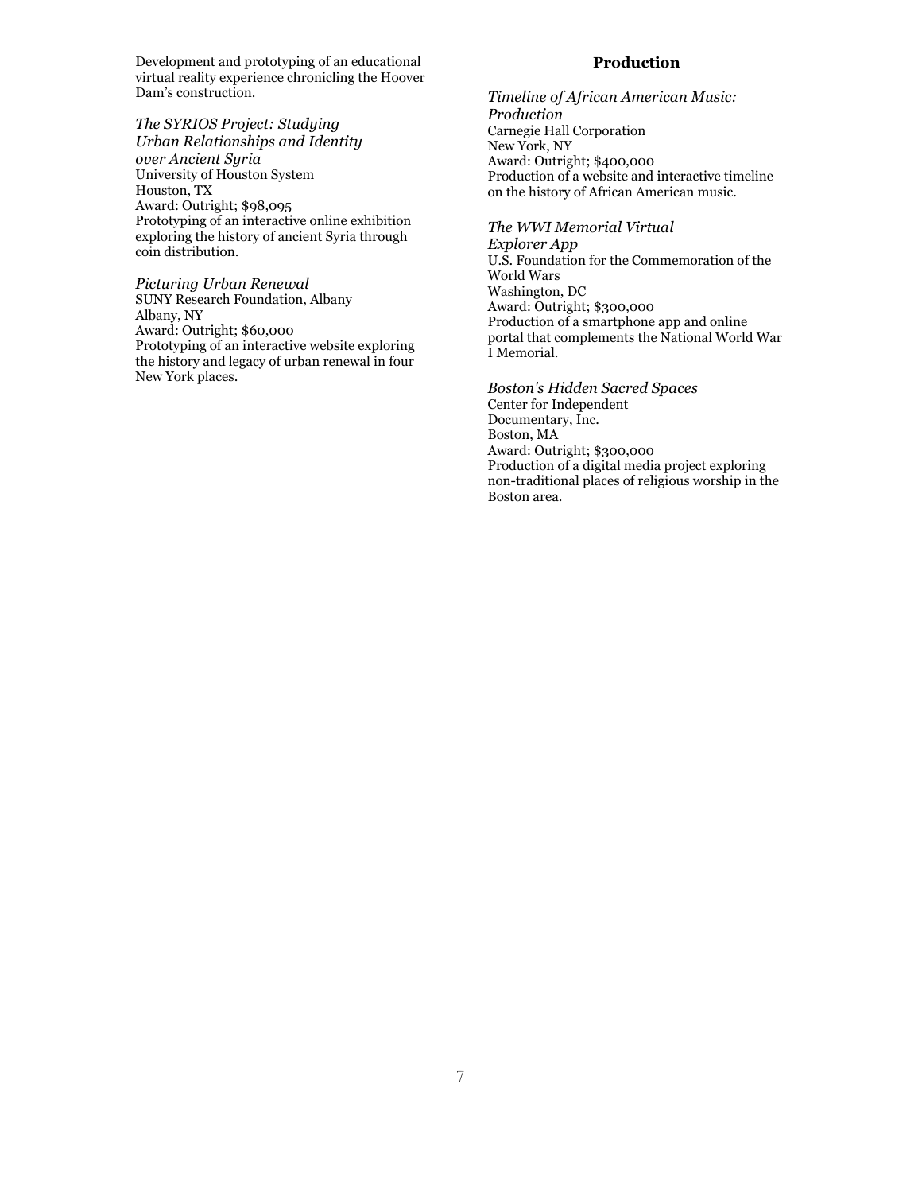Development and prototyping of an educational virtual reality experience chronicling the Hoover Dam's construction.

*The SYRIOS Project: Studying Urban Relationships and Identity over Ancient Syria*
University of Houston System
Houston, TX
Award: Outright; $98,095
Prototyping of an interactive online exhibition exploring the history of ancient Syria through coin distribution.

*Picturing Urban Renewal*
SUNY Research Foundation, Albany
Albany, NY
Award: Outright; $60,000
Prototyping of an interactive website exploring the history and legacy of urban renewal in four New York places.

## Production

*Timeline of African American Music: Production*
Carnegie Hall Corporation
New York, NY
Award: Outright; $400,000
Production of a website and interactive timeline on the history of African American music.

*The WWI Memorial Virtual Explorer App*
U.S. Foundation for the Commemoration of the World Wars
Washington, DC
Award: Outright; $300,000
Production of a smartphone app and online portal that complements the National World War I Memorial.

*Boston's Hidden Sacred Spaces*
Center for Independent Documentary, Inc.
Boston, MA
Award: Outright; $300,000
Production of a digital media project exploring non-traditional places of religious worship in the Boston area.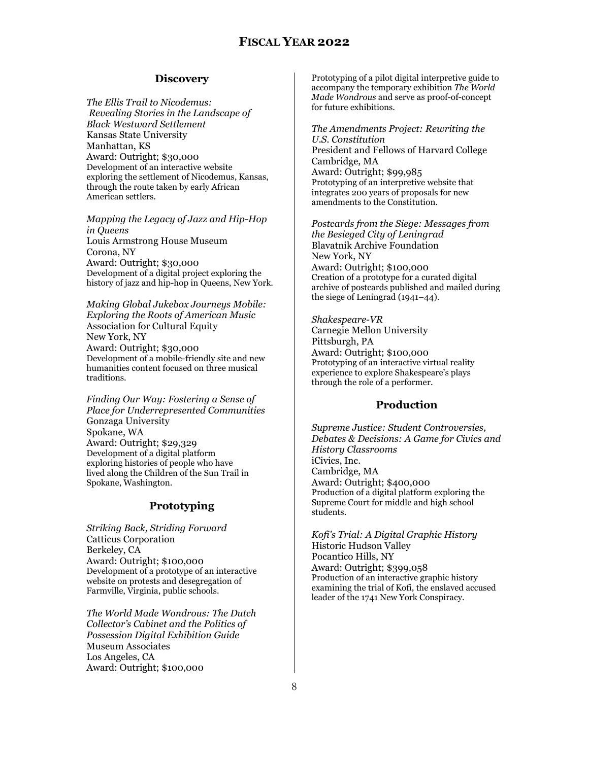# FISCAL YEAR 2022

## Discovery

*The Ellis Trail to Nicodemus: Revealing Stories in the Landscape of Black Westward Settlement*
Kansas State University
Manhattan, KS
Award: Outright; $30,000
Development of an interactive website exploring the settlement of Nicodemus, Kansas, through the route taken by early African American settlers.

*Mapping the Legacy of Jazz and Hip-Hop in Queens*
Louis Armstrong House Museum
Corona, NY
Award: Outright; $30,000
Development of a digital project exploring the history of jazz and hip-hop in Queens, New York.

*Making Global Jukebox Journeys Mobile: Exploring the Roots of American Music*
Association for Cultural Equity
New York, NY
Award: Outright; $30,000
Development of a mobile-friendly site and new humanities content focused on three musical traditions.

*Finding Our Way: Fostering a Sense of Place for Underrepresented Communities*
Gonzaga University
Spokane, WA
Award: Outright; $29,329
Development of a digital platform exploring histories of people who have lived along the Children of the Sun Trail in Spokane, Washington.

## Prototyping

*Striking Back, Striding Forward*
Catticus Corporation
Berkeley, CA
Award: Outright; $100,000
Development of a prototype of an interactive website on protests and desegregation of Farmville, Virginia, public schools.

*The World Made Wondrous: The Dutch Collector's Cabinet and the Politics of Possession Digital Exhibition Guide*
Museum Associates
Los Angeles, CA
Award: Outright; $100,000
Prototyping of a pilot digital interpretive guide to accompany the temporary exhibition *The World Made Wondrous* and serve as proof-of-concept for future exhibitions.

*The Amendments Project: Rewriting the U.S. Constitution*
President and Fellows of Harvard College
Cambridge, MA
Award: Outright; $99,985
Prototyping of an interpretive website that integrates 200 years of proposals for new amendments to the Constitution.

*Postcards from the Siege: Messages from the Besieged City of Leningrad*
Blavatnik Archive Foundation
New York, NY
Award: Outright; $100,000
Creation of a prototype for a curated digital archive of postcards published and mailed during the siege of Leningrad (1941–44).

*Shakespeare-VR*
Carnegie Mellon University
Pittsburgh, PA
Award: Outright; $100,000
Prototyping of an interactive virtual reality experience to explore Shakespeare's plays through the role of a performer.

## Production

*Supreme Justice: Student Controversies, Debates & Decisions: A Game for Civics and History Classrooms*
iCivics, Inc.
Cambridge, MA
Award: Outright; $400,000
Production of a digital platform exploring the Supreme Court for middle and high school students.

*Kofi's Trial: A Digital Graphic History*
Historic Hudson Valley
Pocantico Hills, NY
Award: Outright; $399,058
Production of an interactive graphic history examining the trial of Kofi, the enslaved accused leader of the 1741 New York Conspiracy.